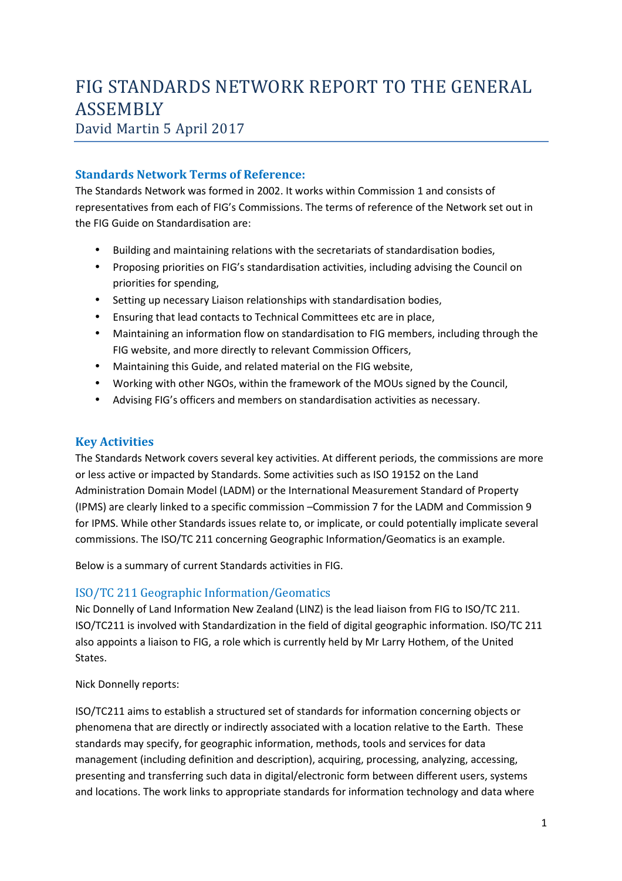# FIG STANDARDS NETWORK REPORT TO THE GENERAL ASSEMBLY

David Martin 5 April 2017

## Standards Network Terms of Reference:

The Standards Network was formed in 2002. It works within Commission 1 and consists of representatives from each of FIG's Commissions. The terms of reference of the Network set out in the FIG Guide on Standardisation are:

- Building and maintaining relations with the secretariats of standardisation bodies,
- Proposing priorities on FIG's standardisation activities, including advising the Council on priorities for spending,
- Setting up necessary Liaison relationships with standardisation bodies,
- Ensuring that lead contacts to Technical Committees etc are in place,
- Maintaining an information flow on standardisation to FIG members, including through the FIG website, and more directly to relevant Commission Officers,
- Maintaining this Guide, and related material on the FIG website,
- Working with other NGOs, within the framework of the MOUs signed by the Council,
- Advising FIG's officers and members on standardisation activities as necessary.

## Key Activities

The Standards Network covers several key activities. At different periods, the commissions are more or less active or impacted by Standards. Some activities such as ISO 19152 on the Land Administration Domain Model (LADM) or the International Measurement Standard of Property (IPMS) are clearly linked to a specific commission –Commission 7 for the LADM and Commission 9 for IPMS. While other Standards issues relate to, or implicate, or could potentially implicate several commissions. The ISO/TC 211 concerning Geographic Information/Geomatics is an example.

Below is a summary of current Standards activities in FIG.

### ISO/TC 211 Geographic Information/Geomatics

Nic Donnelly of Land Information New Zealand (LINZ) is the lead liaison from FIG to ISO/TC 211. ISO/TC211 is involved with Standardization in the field of digital geographic information. ISO/TC 211 also appoints a liaison to FIG, a role which is currently held by Mr Larry Hothem, of the United States.

Nick Donnelly reports:

ISO/TC211 aims to establish a structured set of standards for information concerning objects or phenomena that are directly or indirectly associated with a location relative to the Earth. These standards may specify, for geographic information, methods, tools and services for data management (including definition and description), acquiring, processing, analyzing, accessing, presenting and transferring such data in digital/electronic form between different users, systems and locations. The work links to appropriate standards for information technology and data where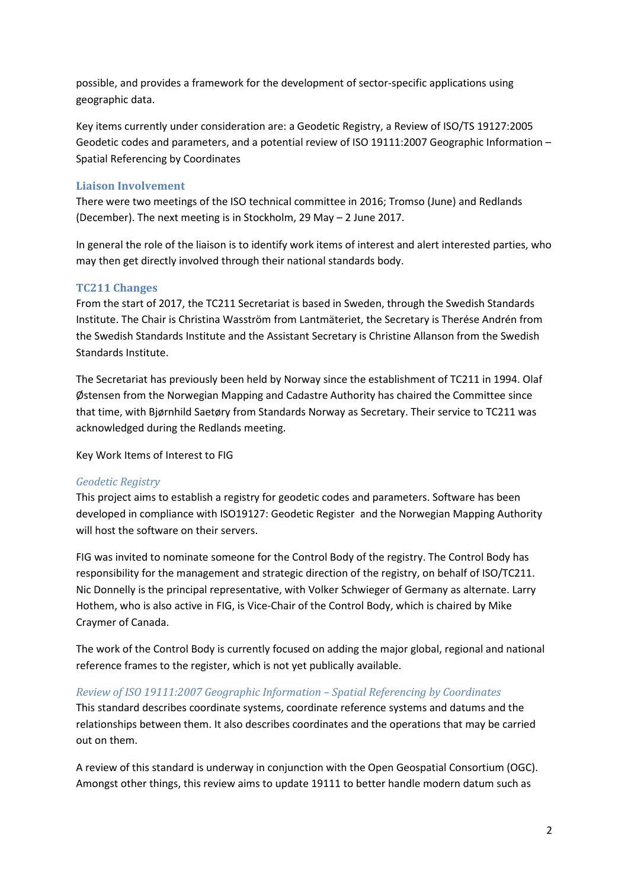possible, and provides a framework for the development of sector-specific applications using geographic data.

Key items currently under consideration are: a Geodetic Registry, a Review of ISO/TS 19127:2005 Geodetic codes and parameters, and a potential review of ISO 19111:2007 Geographic Information – Spatial Referencing by Coordinates

## Liaison Involvement

There were two meetings of the ISO technical committee in 2016; Tromso (June) and Redlands (December). The next meeting is in Stockholm, 29 May – 2 June 2017.

In general the role of the liaison is to identify work items of interest and alert interested parties, who may then get directly involved through their national standards body.

## TC211 Changes

From the start of 2017, the TC211 Secretariat is based in Sweden, through the Swedish Standards Institute. The Chair is Christina Wasström from Lantmäteriet, the Secretary is Therése Andrén from the Swedish Standards Institute and the Assistant Secretary is Christine Allanson from the Swedish Standards Institute.

The Secretariat has previously been held by Norway since the establishment of TC211 in 1994. Olaf Østensen from the Norwegian Mapping and Cadastre Authority has chaired the Committee since that time, with Bjørnhild Saetøry from Standards Norway as Secretary. Their service to TC211 was acknowledged during the Redlands meeting.

Key Work Items of Interest to FIG

### *Geodetic Registry*

This project aims to establish a registry for geodetic codes and parameters. Software has been developed in compliance with ISO19127: Geodetic Register and the Norwegian Mapping Authority will host the software on their servers.

FIG was invited to nominate someone for the Control Body of the registry. The Control Body has responsibility for the management and strategic direction of the registry, on behalf of ISO/TC211. Nic Donnelly is the principal representative, with Volker Schwieger of Germany as alternate. Larry Hothem, who is also active in FIG, is Vice-Chair of the Control Body, which is chaired by Mike Craymer of Canada.

The work of the Control Body is currently focused on adding the major global, regional and national reference frames to the register, which is not yet publically available.

### *Review of ISO 19111:2007 Geographic Information – Spatial Referencing by Coordinates*

This standard describes coordinate systems, coordinate reference systems and datums and the relationships between them. It also describes coordinates and the operations that may be carried out on them.

A review of this standard is underway in conjunction with the Open Geospatial Consortium (OGC). Amongst other things, this review aims to update 19111 to better handle modern datum such as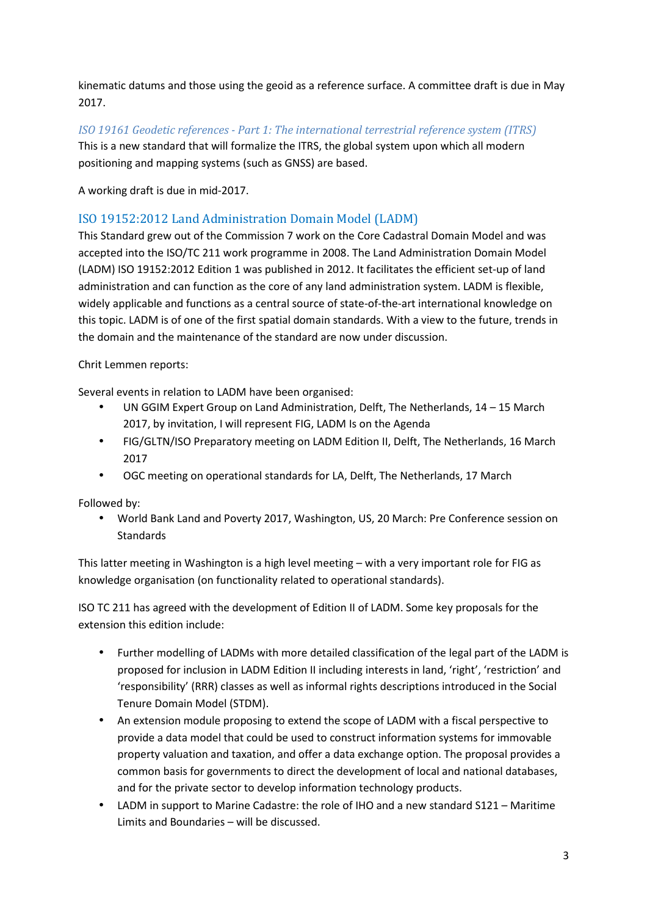kinematic datums and those using the geoid as a reference surface. A committee draft is due in May 2017.

### *ISO 19161 Geodetic references - Part 1: The international terrestrial reference system (ITRS)*

This is a new standard that will formalize the ITRS, the global system upon which all modern positioning and mapping systems (such as GNSS) are based.

A working draft is due in mid-2017.

## ISO 19152:2012 Land Administration Domain Model (LADM)

This Standard grew out of the Commission 7 work on the Core Cadastral Domain Model and was accepted into the ISO/TC 211 work programme in 2008. The Land Administration Domain Model (LADM) ISO 19152:2012 Edition 1 was published in 2012. It facilitates the efficient set-up of land administration and can function as the core of any land administration system. LADM is flexible, widely applicable and functions as a central source of state-of-the-art international knowledge on this topic. LADM is of one of the first spatial domain standards. With a view to the future, trends in the domain and the maintenance of the standard are now under discussion.

Chrit Lemmen reports:

Several events in relation to LADM have been organised:

- UN GGIM Expert Group on Land Administration, Delft, The Netherlands, 14 – 15 March 2017, by invitation, I will represent FIG, LADM Is on the Agenda
- FIG/GLTN/ISO Preparatory meeting on LADM Edition II, Delft, The Netherlands, 16 March 2017
- OGC meeting on operational standards for LA, Delft, The Netherlands, 17 March

Followed by:

- World Bank Land and Poverty 2017, Washington, US, 20 March: Pre Conference session on Standards

This latter meeting in Washington is a high level meeting – with a very important role for FIG as knowledge organisation (on functionality related to operational standards).

ISO TC 211 has agreed with the development of Edition II of LADM. Some key proposals for the extension this edition include:

- Further modelling of LADMs with more detailed classification of the legal part of the LADM is proposed for inclusion in LADM Edition II including interests in land, 'right', 'restriction' and 'responsibility' (RRR) classes as well as informal rights descriptions introduced in the Social Tenure Domain Model (STDM).
- An extension module proposing to extend the scope of LADM with a fiscal perspective to provide a data model that could be used to construct information systems for immovable property valuation and taxation, and offer a data exchange option. The proposal provides a common basis for governments to direct the development of local and national databases, and for the private sector to develop information technology products.
- LADM in support to Marine Cadastre: the role of IHO and a new standard S121 – Maritime Limits and Boundaries – will be discussed.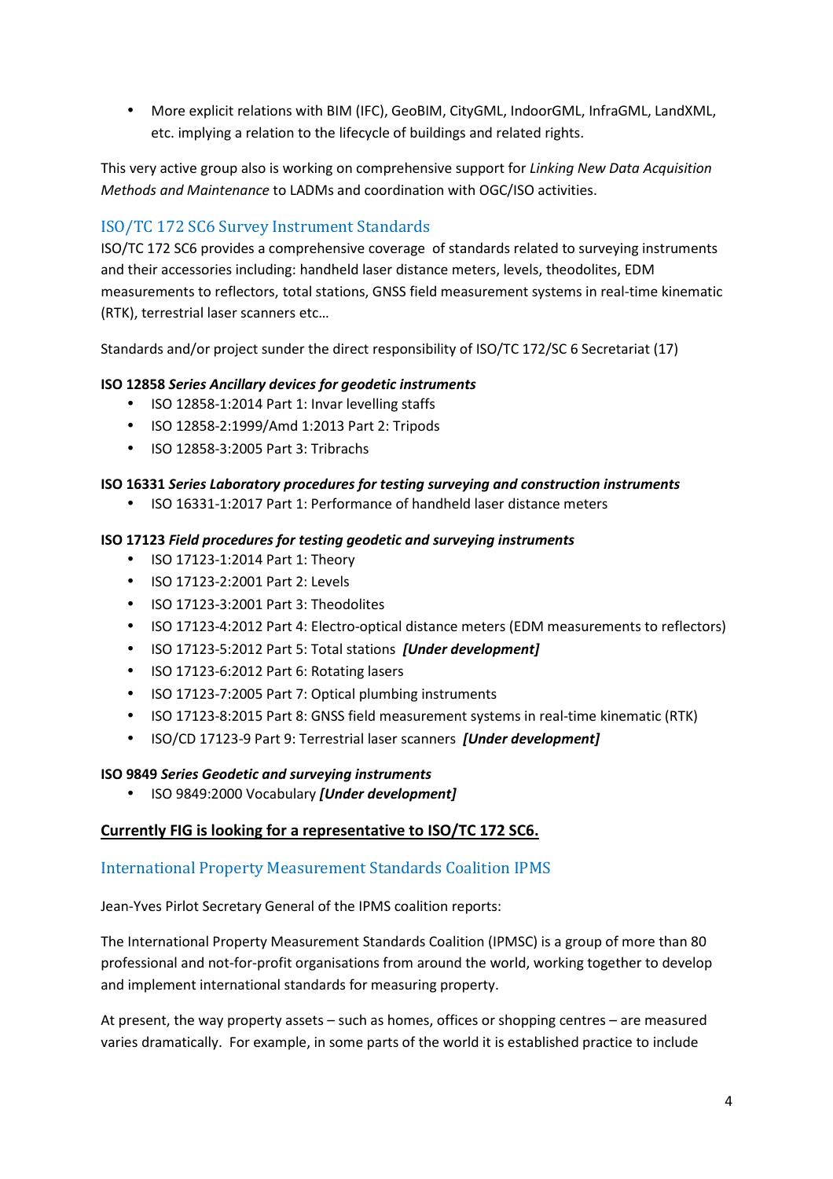- More explicit relations with BIM (IFC), GeoBIM, CityGML, IndoorGML, InfraGML, LandXML, etc. implying a relation to the lifecycle of buildings and related rights.

This very active group also is working on comprehensive support for *Linking New Data Acquisition Methods and Maintenance* to LADMs and coordination with OGC/ISO activities.

## ISO/TC 172 SC6 Survey Instrument Standards

ISO/TC 172 SC6 provides a comprehensive coverage of standards related to surveying instruments and their accessories including: handheld laser distance meters, levels, theodolites, EDM measurements to reflectors, total stations, GNSS field measurement systems in real-time kinematic (RTK), terrestrial laser scanners etc…

Standards and/or project sunder the direct responsibility of ISO/TC 172/SC 6 Secretariat (17)

**ISO 12858** ***Series Ancillary devices for geodetic instruments***

- ISO 12858-1:2014 Part 1: Invar levelling staffs
- ISO 12858-2:1999/Amd 1:2013 Part 2: Tripods
- ISO 12858-3:2005 Part 3: Tribrachs

**ISO 16331** ***Series Laboratory procedures for testing surveying and construction instruments***

- ISO 16331-1:2017 Part 1: Performance of handheld laser distance meters

**ISO 17123** ***Field procedures for testing geodetic and surveying instruments***

- ISO 17123-1:2014 Part 1: Theory
- ISO 17123-2:2001 Part 2: Levels
- ISO 17123-3:2001 Part 3: Theodolites
- ISO 17123-4:2012 Part 4: Electro-optical distance meters (EDM measurements to reflectors)
- ISO 17123-5:2012 Part 5: Total stations ***[Under development]***
- ISO 17123-6:2012 Part 6: Rotating lasers
- ISO 17123-7:2005 Part 7: Optical plumbing instruments
- ISO 17123-8:2015 Part 8: GNSS field measurement systems in real-time kinematic (RTK)
- ISO/CD 17123-9 Part 9: Terrestrial laser scanners ***[Under development]***

**ISO 9849** ***Series Geodetic and surveying instruments***

- ISO 9849:2000 Vocabulary ***[Under development]***

**<u>Currently FIG is looking for a representative to ISO/TC 172 SC6.</u>**

## International Property Measurement Standards Coalition IPMS

Jean-Yves Pirlot Secretary General of the IPMS coalition reports:

The International Property Measurement Standards Coalition (IPMSC) is a group of more than 80 professional and not-for-profit organisations from around the world, working together to develop and implement international standards for measuring property.

At present, the way property assets – such as homes, offices or shopping centres – are measured varies dramatically. For example, in some parts of the world it is established practice to include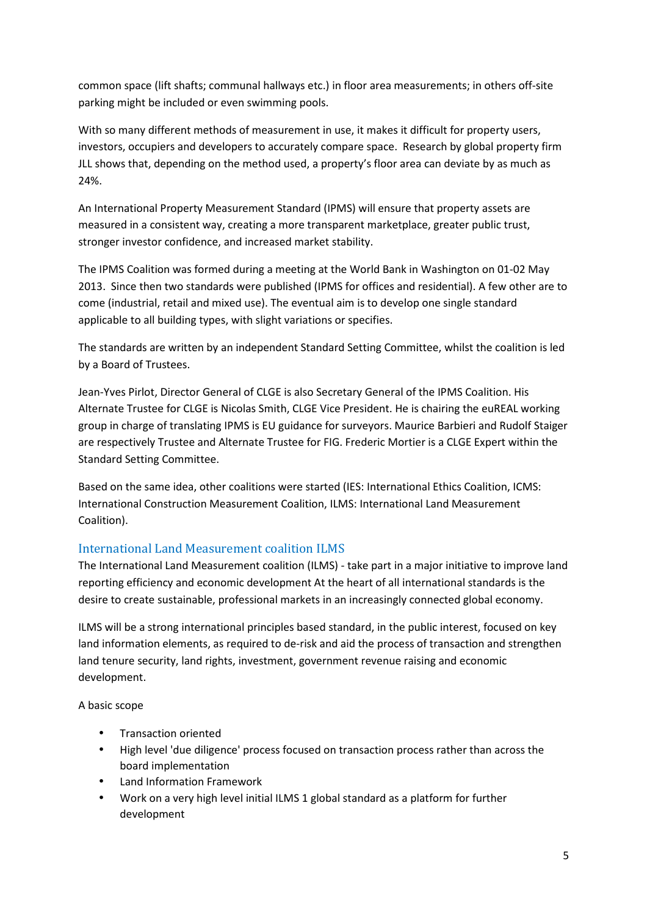common space (lift shafts; communal hallways etc.) in floor area measurements; in others off-site parking might be included or even swimming pools.

With so many different methods of measurement in use, it makes it difficult for property users, investors, occupiers and developers to accurately compare space. Research by global property firm JLL shows that, depending on the method used, a property's floor area can deviate by as much as 24%.

An International Property Measurement Standard (IPMS) will ensure that property assets are measured in a consistent way, creating a more transparent marketplace, greater public trust, stronger investor confidence, and increased market stability.

The IPMS Coalition was formed during a meeting at the World Bank in Washington on 01-02 May 2013. Since then two standards were published (IPMS for offices and residential). A few other are to come (industrial, retail and mixed use). The eventual aim is to develop one single standard applicable to all building types, with slight variations or specifies.

The standards are written by an independent Standard Setting Committee, whilst the coalition is led by a Board of Trustees.

Jean-Yves Pirlot, Director General of CLGE is also Secretary General of the IPMS Coalition. His Alternate Trustee for CLGE is Nicolas Smith, CLGE Vice President. He is chairing the euREAL working group in charge of translating IPMS is EU guidance for surveyors. Maurice Barbieri and Rudolf Staiger are respectively Trustee and Alternate Trustee for FIG. Frederic Mortier is a CLGE Expert within the Standard Setting Committee.

Based on the same idea, other coalitions were started (IES: International Ethics Coalition, ICMS: International Construction Measurement Coalition, ILMS: International Land Measurement Coalition).

## International Land Measurement coalition ILMS

The International Land Measurement coalition (ILMS) - take part in a major initiative to improve land reporting efficiency and economic development At the heart of all international standards is the desire to create sustainable, professional markets in an increasingly connected global economy.

ILMS will be a strong international principles based standard, in the public interest, focused on key land information elements, as required to de-risk and aid the process of transaction and strengthen land tenure security, land rights, investment, government revenue raising and economic development.

A basic scope

- Transaction oriented
- High level 'due diligence' process focused on transaction process rather than across the board implementation
- Land Information Framework
- Work on a very high level initial ILMS 1 global standard as a platform for further development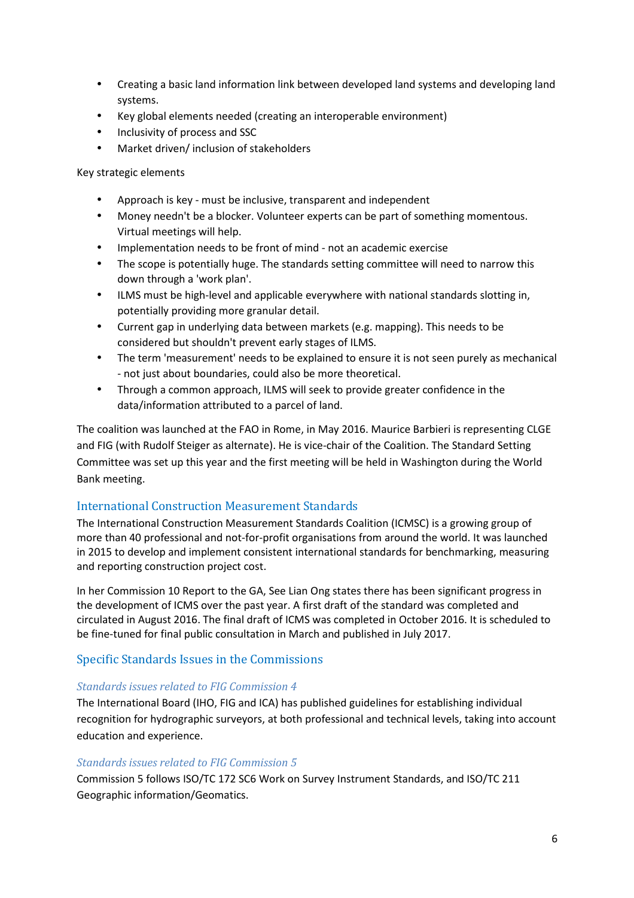- Creating a basic land information link between developed land systems and developing land systems.
- Key global elements needed (creating an interoperable environment)
- Inclusivity of process and SSC
- Market driven/ inclusion of stakeholders

Key strategic elements

- Approach is key - must be inclusive, transparent and independent
- Money needn't be a blocker. Volunteer experts can be part of something momentous. Virtual meetings will help.
- Implementation needs to be front of mind - not an academic exercise
- The scope is potentially huge. The standards setting committee will need to narrow this down through a 'work plan'.
- ILMS must be high-level and applicable everywhere with national standards slotting in, potentially providing more granular detail.
- Current gap in underlying data between markets (e.g. mapping). This needs to be considered but shouldn't prevent early stages of ILMS.
- The term 'measurement' needs to be explained to ensure it is not seen purely as mechanical - not just about boundaries, could also be more theoretical.
- Through a common approach, ILMS will seek to provide greater confidence in the data/information attributed to a parcel of land.

The coalition was launched at the FAO in Rome, in May 2016. Maurice Barbieri is representing CLGE and FIG (with Rudolf Steiger as alternate). He is vice-chair of the Coalition. The Standard Setting Committee was set up this year and the first meeting will be held in Washington during the World Bank meeting.

## International Construction Measurement Standards

The International Construction Measurement Standards Coalition (ICMSC) is a growing group of more than 40 professional and not-for-profit organisations from around the world. It was launched in 2015 to develop and implement consistent international standards for benchmarking, measuring and reporting construction project cost.

In her Commission 10 Report to the GA, See Lian Ong states there has been significant progress in the development of ICMS over the past year. A first draft of the standard was completed and circulated in August 2016. The final draft of ICMS was completed in October 2016. It is scheduled to be fine-tuned for final public consultation in March and published in July 2017.

## Specific Standards Issues in the Commissions

### *Standards issues related to FIG Commission 4*

The International Board (IHO, FIG and ICA) has published guidelines for establishing individual recognition for hydrographic surveyors, at both professional and technical levels, taking into account education and experience.

### *Standards issues related to FIG Commission 5*

Commission 5 follows ISO/TC 172 SC6 Work on Survey Instrument Standards, and ISO/TC 211 Geographic information/Geomatics.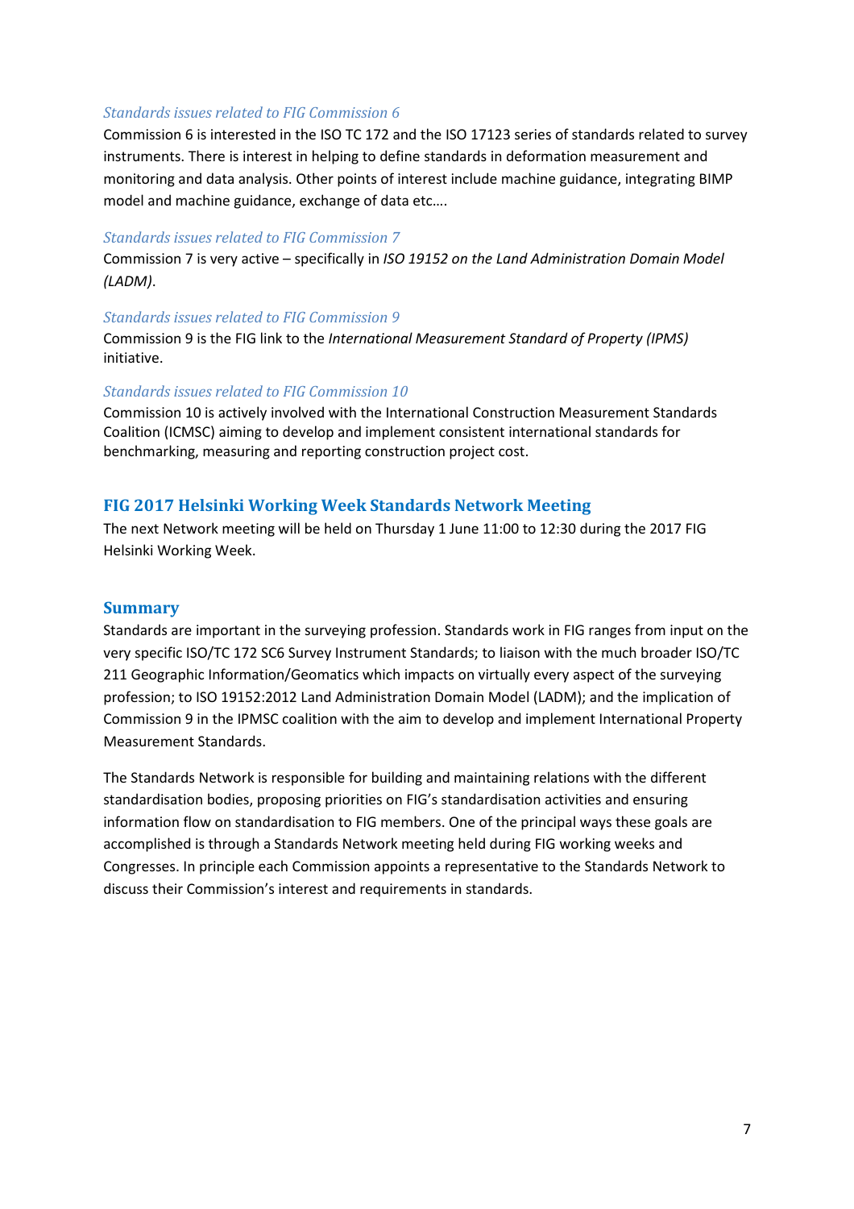### *Standards issues related to FIG Commission 6*

Commission 6 is interested in the ISO TC 172 and the ISO 17123 series of standards related to survey instruments. There is interest in helping to define standards in deformation measurement and monitoring and data analysis. Other points of interest include machine guidance, integrating BIMP model and machine guidance, exchange of data etc….

### *Standards issues related to FIG Commission 7*

Commission 7 is very active – specifically in *ISO 19152 on the Land Administration Domain Model (LADM)*.

### *Standards issues related to FIG Commission 9*

Commission 9 is the FIG link to the *International Measurement Standard of Property (IPMS)* initiative.

### *Standards issues related to FIG Commission 10*

Commission 10 is actively involved with the International Construction Measurement Standards Coalition (ICMSC) aiming to develop and implement consistent international standards for benchmarking, measuring and reporting construction project cost.

## FIG 2017 Helsinki Working Week Standards Network Meeting

The next Network meeting will be held on Thursday 1 June 11:00 to 12:30 during the 2017 FIG Helsinki Working Week.

## Summary

Standards are important in the surveying profession. Standards work in FIG ranges from input on the very specific ISO/TC 172 SC6 Survey Instrument Standards; to liaison with the much broader ISO/TC 211 Geographic Information/Geomatics which impacts on virtually every aspect of the surveying profession; to ISO 19152:2012 Land Administration Domain Model (LADM); and the implication of Commission 9 in the IPMSC coalition with the aim to develop and implement International Property Measurement Standards.

The Standards Network is responsible for building and maintaining relations with the different standardisation bodies, proposing priorities on FIG's standardisation activities and ensuring information flow on standardisation to FIG members. One of the principal ways these goals are accomplished is through a Standards Network meeting held during FIG working weeks and Congresses. In principle each Commission appoints a representative to the Standards Network to discuss their Commission's interest and requirements in standards.